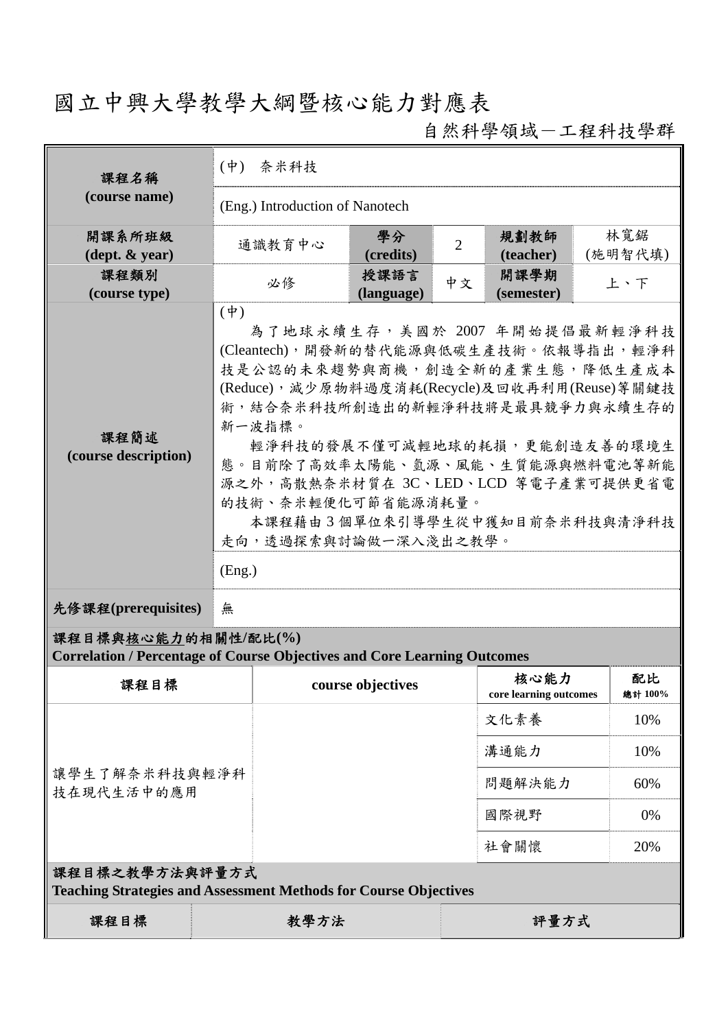# 國立中興大學教學大綱暨核心能力對應表

自然科學領域－工程科技學群

| 課程名稱 (course name) | (中) 奈米科技 | | | | |
|---|---|---|---|---|---|
| | (Eng.) Introduction of Nanotech | | | | |
| 開課系所班級 (dept. & year) | 通識教育中心 | 學分 (credits) | 2 | 規劃教師 (teacher) | 林寬鋸 (施明智代填) |
| 課程類別 (course type) | 必修 | 授課語言 (language) | 中文 | 開課學期 (semester) | 上、下 |
| 課程簡述 (course description) | (中)<br>為了地球永續生存，美國於 2007 年開始提倡最新輕淨科技(Cleantech)，開發新的替代能源與低碳生產技術。依報導指出，輕淨科技是公認的未來趨勢與商機，創造全新的產業生態，降低生產成本(Reduce)，減少原物料過度消耗(Recycle)及回收再利用(Reuse)等關鍵技術，結合奈米科技所創造出的新輕淨科技將是最具競爭力與永續生存的新一波指標。<br>輕淨科技的發展不僅可減輕地球的耗損，更能創造友善的環境生態。目前除了高效率太陽能、氫源、風能、生質能源與燃料電池等新能源之外，高散熱奈米材質在 3C、LED、LCD 等電子產業可提供更省電的技術、奈米輕便化可節省能源消耗量。<br>本課程藉由 3 個單位來引導學生從中獲知目前奈米科技與清淨科技走向，透過探索與討論做一深入淺出之教學。 | | | | |
| | (Eng.) | | | | |
| 先修課程(prerequisites) | 無 | | | | |

**課程目標與核心能力的相關性/配比(%)**
**Correlation / Percentage of Course Objectives and Core Learning Outcomes**

| 課程目標 | course objectives | 核心能力 core learning outcomes | 配比 總計 100% |
|---|---|---|---|
| 讓學生了解奈米科技與輕淨科技在現代生活中的應用 | | 文化素養 | 10% |
| | | 溝通能力 | 10% |
| | | 問題解決能力 | 60% |
| | | 國際視野 | 0% |
| | | 社會關懷 | 20% |

**課程目標之教學方法與評量方式**
**Teaching Strategies and Assessment Methods for Course Objectives**

| 課程目標 | 教學方法 | 評量方式 |
|---|---|---|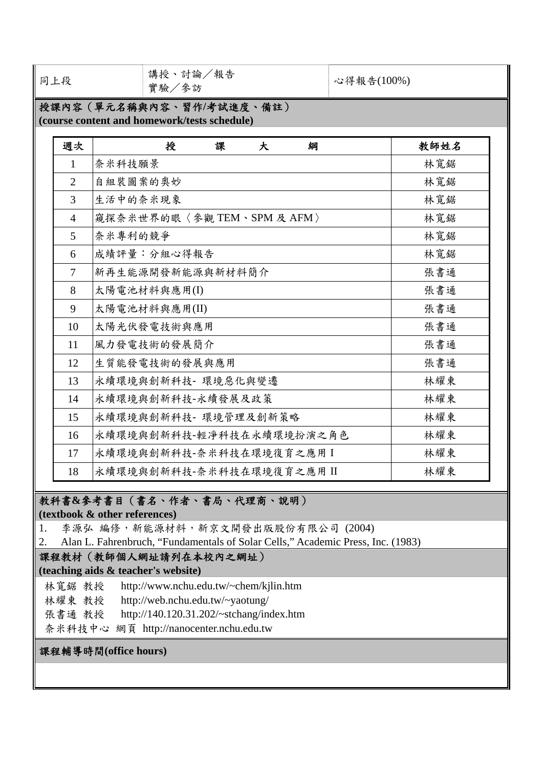| | | |
|---|---|---|
| 同上段 | 講授、討論／報告<br>實驗／參訪 | 心得報告(100%) |

**授課內容（單元名稱與內容、習作/考試進度、備註）**
**(course content and homework/tests schedule)**

| 週次 | 授　　課　　大　　綱 | 教師姓名 |
|---|---|---|
| 1 | 奈米科技願景 | 林寬鋸 |
| 2 | 自組裝圖案的奧妙 | 林寬鋸 |
| 3 | 生活中的奈米現象 | 林寬鋸 |
| 4 | 窺探奈米世界的眼〈參觀 TEM、SPM 及 AFM〉 | 林寬鋸 |
| 5 | 奈米專利的競爭 | 林寬鋸 |
| 6 | 成績評量：分組心得報告 | 林寬鋸 |
| 7 | 新再生能源開發新能源與新材料簡介 | 張書通 |
| 8 | 太陽電池材料與應用(I) | 張書通 |
| 9 | 太陽電池材料與應用(II) | 張書通 |
| 10 | 太陽光伏發電技術與應用 | 張書通 |
| 11 | 風力發電技術的發展簡介 | 張書通 |
| 12 | 生質能發電技術的發展與應用 | 張書通 |
| 13 | 永續環境與創新科技- 環境惡化與變遷 | 林耀東 |
| 14 | 永續環境與創新科技-永續發展及政策 | 林耀東 |
| 15 | 永續環境與創新科技- 環境管理及創新策略 | 林耀東 |
| 16 | 永續環境與創新科技-輕淨科技在永續環境扮演之角色 | 林耀東 |
| 17 | 永續環境與創新科技-奈米科技在環境復育之應用 I | 林耀東 |
| 18 | 永續環境與創新科技-奈米科技在環境復育之應用 II | 林耀東 |

**教科書&參考書目（書名、作者、書局、代理商、說明）**
**(textbook & other references)**

1. 李源弘 編修，新能源材料，新京文開發出版股份有限公司 (2004)
2. Alan L. Fahrenbruch, “Fundamentals of Solar Cells,” Academic Press, Inc. (1983)

**課程教材（教師個人網址請列在本校內之網址）**
**(teaching aids & teacher's website)**

林寬鋸 教授　http://www.nchu.edu.tw/~chem/kjlin.htm
林耀東 教授　http://web.nchu.edu.tw/~yaotung/
張書通 教授　http://140.120.31.202/~stchang/index.htm
奈米科技中心 網頁 http://nanocenter.nchu.edu.tw

**課程輔導時間(office hours)**